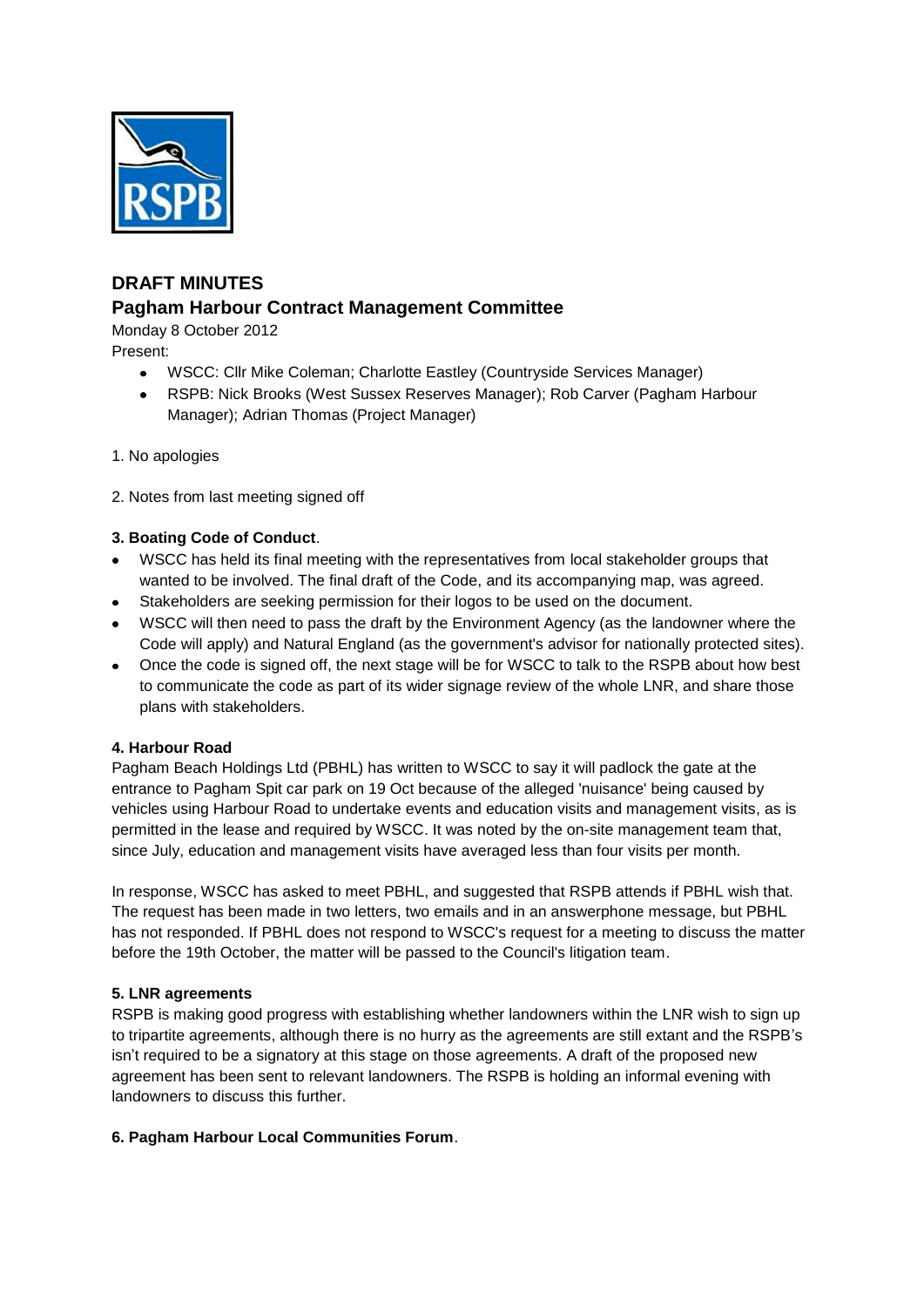## DRAFT MINUTES

## Pagham Harbour Contract Management Committee

Monday 8 October 2012

Present:

- WSCC: Cllr Mike Coleman; Charlotte Eastley (Countryside Services Manager)
- RSPB: Nick Brooks (West Sussex Reserves Manager); Rob Carver (Pagham Harbour Manager); Adrian Thomas (Project Manager)

1. No apologies

2. Notes from last meeting signed off

**3. Boating Code of Conduct**.

- WSCC has held its final meeting with the representatives from local stakeholder groups that wanted to be involved. The final draft of the Code, and its accompanying map, was agreed.
- Stakeholders are seeking permission for their logos to be used on the document.
- WSCC will then need to pass the draft by the Environment Agency (as the landowner where the Code will apply) and Natural England (as the government's advisor for nationally protected sites).
- Once the code is signed off, the next stage will be for WSCC to talk to the RSPB about how best to communicate the code as part of its wider signage review of the whole LNR, and share those plans with stakeholders.

**4. Harbour Road**

Pagham Beach Holdings Ltd (PBHL) has written to WSCC to say it will padlock the gate at the entrance to Pagham Spit car park on 19 Oct because of the alleged 'nuisance' being caused by vehicles using Harbour Road to undertake events and education visits and management visits, as is permitted in the lease and required by WSCC. It was noted by the on-site management team that, since July, education and management visits have averaged less than four visits per month.

In response, WSCC has asked to meet PBHL, and suggested that RSPB attends if PBHL wish that. The request has been made in two letters, two emails and in an answerphone message, but PBHL has not responded. If PBHL does not respond to WSCC's request for a meeting to discuss the matter before the 19th October, the matter will be passed to the Council's litigation team.

**5. LNR agreements**

RSPB is making good progress with establishing whether landowners within the LNR wish to sign up to tripartite agreements, although there is no hurry as the agreements are still extant and the RSPB's isn't required to be a signatory at this stage on those agreements. A draft of the proposed new agreement has been sent to relevant landowners. The RSPB is holding an informal evening with landowners to discuss this further.

**6. Pagham Harbour Local Communities Forum**.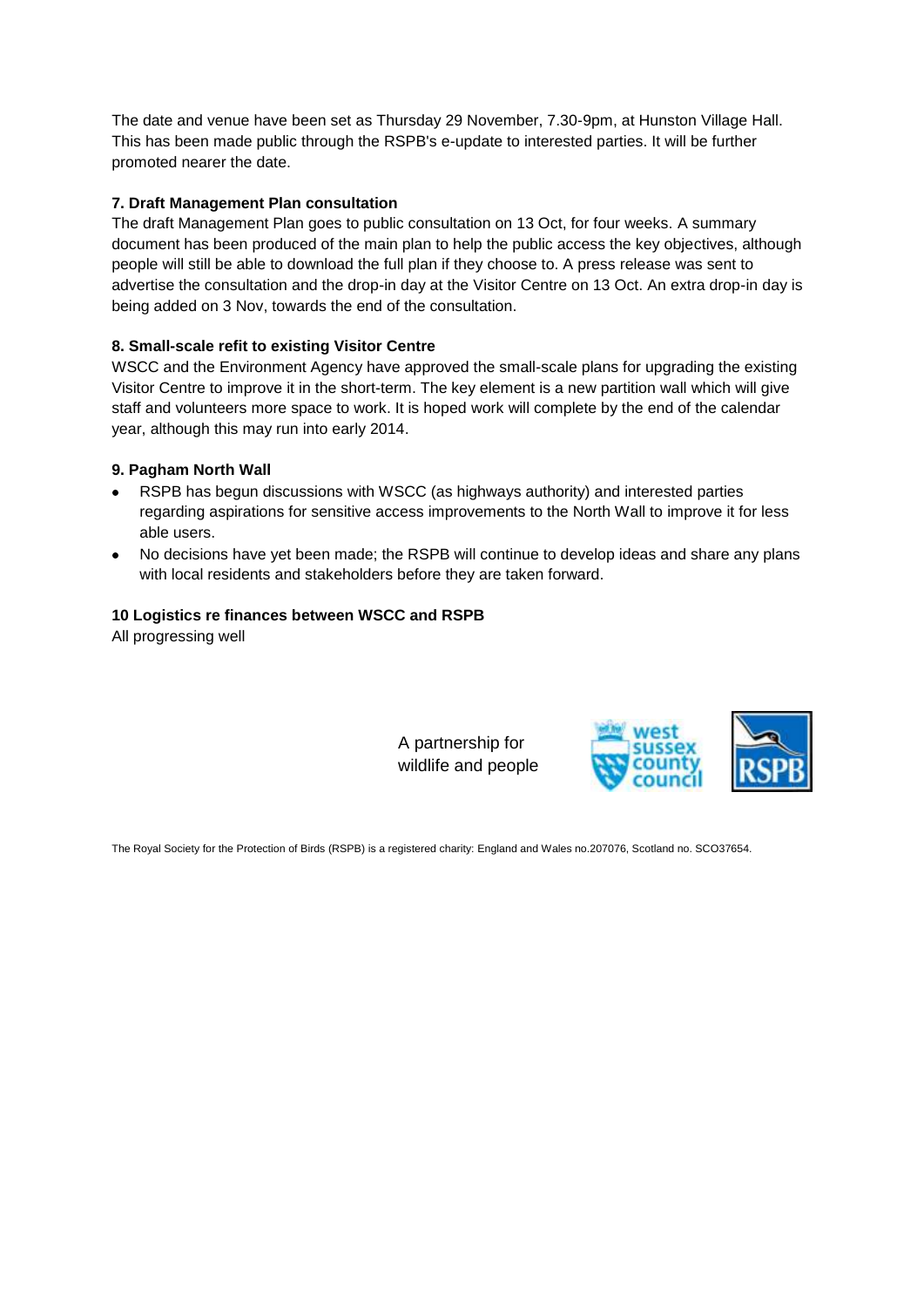The date and venue have been set as Thursday 29 November, 7.30-9pm, at Hunston Village Hall. This has been made public through the RSPB's e-update to interested parties. It will be further promoted nearer the date.

**7. Draft Management Plan consultation**

The draft Management Plan goes to public consultation on 13 Oct, for four weeks. A summary document has been produced of the main plan to help the public access the key objectives, although people will still be able to download the full plan if they choose to. A press release was sent to advertise the consultation and the drop-in day at the Visitor Centre on 13 Oct. An extra drop-in day is being added on 3 Nov, towards the end of the consultation.

**8. Small-scale refit to existing Visitor Centre**

WSCC and the Environment Agency have approved the small-scale plans for upgrading the existing Visitor Centre to improve it in the short-term. The key element is a new partition wall which will give staff and volunteers more space to work. It is hoped work will complete by the end of the calendar year, although this may run into early 2014.

**9. Pagham North Wall**

- RSPB has begun discussions with WSCC (as highways authority) and interested parties regarding aspirations for sensitive access improvements to the North Wall to improve it for less able users.
- No decisions have yet been made; the RSPB will continue to develop ideas and share any plans with local residents and stakeholders before they are taken forward.

**10 Logistics re finances between WSCC and RSPB**

All progressing well

A partnership for wildlife and people

west sussex county council

RSPB

The Royal Society for the Protection of Birds (RSPB) is a registered charity: England and Wales no.207076, Scotland no. SCO37654.